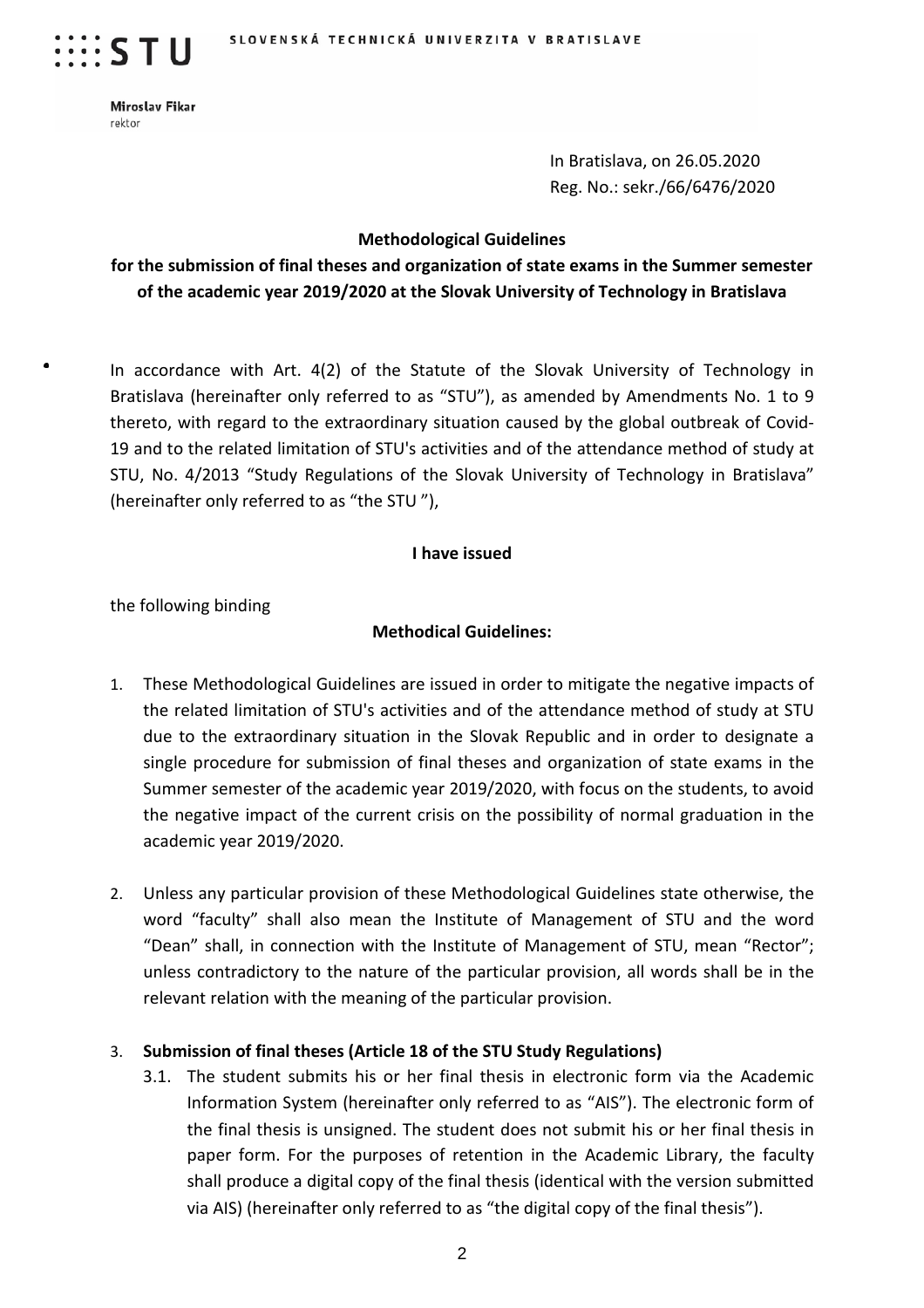SLOVENSKÁ TECHNICKÁ UNIVERZITA V BRATISLAVE

**Miroslav Fikar**
rektor

In Bratislava, on 26.05.2020
Reg. No.: sekr./66/6476/2020

**Methodological Guidelines**

**for the submission of final theses and organization of state exams in the Summer semester of the academic year 2019/2020 at the Slovak University of Technology in Bratislava**

In accordance with Art. 4(2) of the Statute of the Slovak University of Technology in Bratislava (hereinafter only referred to as "STU"), as amended by Amendments No. 1 to 9 thereto, with regard to the extraordinary situation caused by the global outbreak of Covid-19 and to the related limitation of STU's activities and of the attendance method of study at STU, No. 4/2013 "Study Regulations of the Slovak University of Technology in Bratislava" (hereinafter only referred to as "the STU "),

**I have issued**

the following binding

**Methodical Guidelines:**

1. These Methodological Guidelines are issued in order to mitigate the negative impacts of the related limitation of STU's activities and of the attendance method of study at STU due to the extraordinary situation in the Slovak Republic and in order to designate a single procedure for submission of final theses and organization of state exams in the Summer semester of the academic year 2019/2020, with focus on the students, to avoid the negative impact of the current crisis on the possibility of normal graduation in the academic year 2019/2020.

2. Unless any particular provision of these Methodological Guidelines state otherwise, the word "faculty" shall also mean the Institute of Management of STU and the word "Dean" shall, in connection with the Institute of Management of STU, mean "Rector"; unless contradictory to the nature of the particular provision, all words shall be in the relevant relation with the meaning of the particular provision.

3. **Submission of final theses (Article 18 of the STU Study Regulations)**
   3.1. The student submits his or her final thesis in electronic form via the Academic Information System (hereinafter only referred to as "AIS"). The electronic form of the final thesis is unsigned. The student does not submit his or her final thesis in paper form. For the purposes of retention in the Academic Library, the faculty shall produce a digital copy of the final thesis (identical with the version submitted via AIS) (hereinafter only referred to as "the digital copy of the final thesis").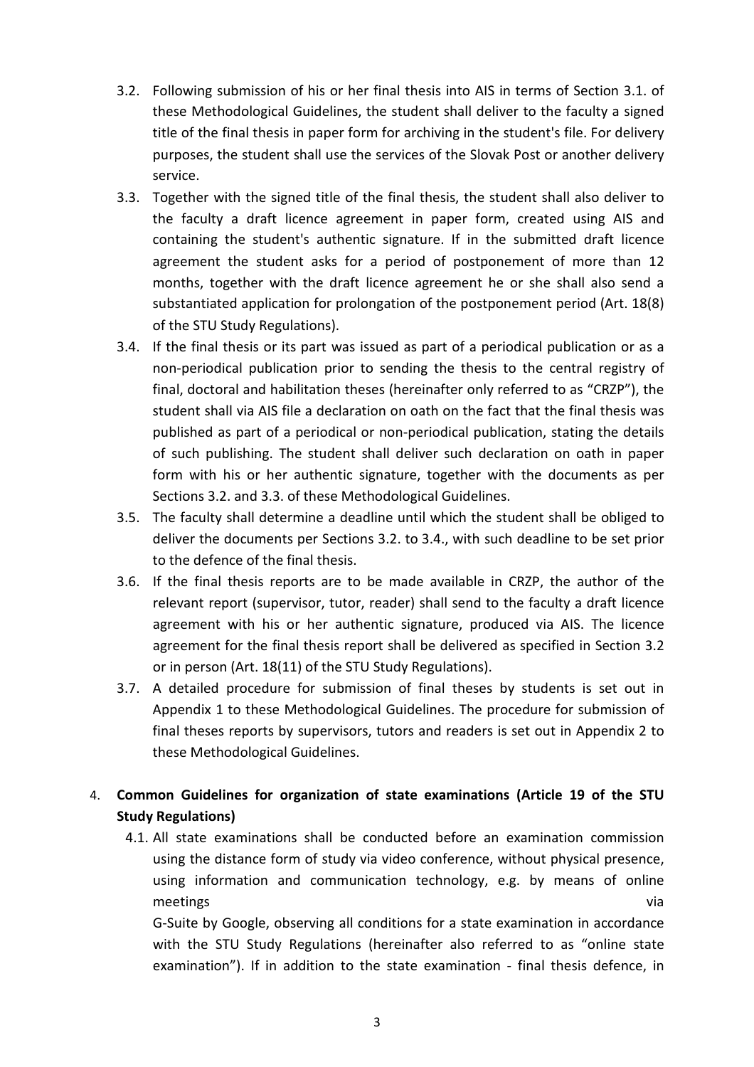3.2. Following submission of his or her final thesis into AIS in terms of Section 3.1. of these Methodological Guidelines, the student shall deliver to the faculty a signed title of the final thesis in paper form for archiving in the student's file. For delivery purposes, the student shall use the services of the Slovak Post or another delivery service.

3.3. Together with the signed title of the final thesis, the student shall also deliver to the faculty a draft licence agreement in paper form, created using AIS and containing the student's authentic signature. If in the submitted draft licence agreement the student asks for a period of postponement of more than 12 months, together with the draft licence agreement he or she shall also send a substantiated application for prolongation of the postponement period (Art. 18(8) of the STU Study Regulations).

3.4. If the final thesis or its part was issued as part of a periodical publication or as a non-periodical publication prior to sending the thesis to the central registry of final, doctoral and habilitation theses (hereinafter only referred to as "CRZP"), the student shall via AIS file a declaration on oath on the fact that the final thesis was published as part of a periodical or non-periodical publication, stating the details of such publishing. The student shall deliver such declaration on oath in paper form with his or her authentic signature, together with the documents as per Sections 3.2. and 3.3. of these Methodological Guidelines.

3.5. The faculty shall determine a deadline until which the student shall be obliged to deliver the documents per Sections 3.2. to 3.4., with such deadline to be set prior to the defence of the final thesis.

3.6. If the final thesis reports are to be made available in CRZP, the author of the relevant report (supervisor, tutor, reader) shall send to the faculty a draft licence agreement with his or her authentic signature, produced via AIS. The licence agreement for the final thesis report shall be delivered as specified in Section 3.2 or in person (Art. 18(11) of the STU Study Regulations).

3.7. A detailed procedure for submission of final theses by students is set out in Appendix 1 to these Methodological Guidelines. The procedure for submission of final theses reports by supervisors, tutors and readers is set out in Appendix 2 to these Methodological Guidelines.

4. **Common Guidelines for organization of state examinations (Article 19 of the STU Study Regulations)**

4.1. All state examinations shall be conducted before an examination commission using the distance form of study via video conference, without physical presence, using information and communication technology, e.g. by means of online meetings via G-Suite by Google, observing all conditions for a state examination in accordance with the STU Study Regulations (hereinafter also referred to as "online state examination"). If in addition to the state examination - final thesis defence, in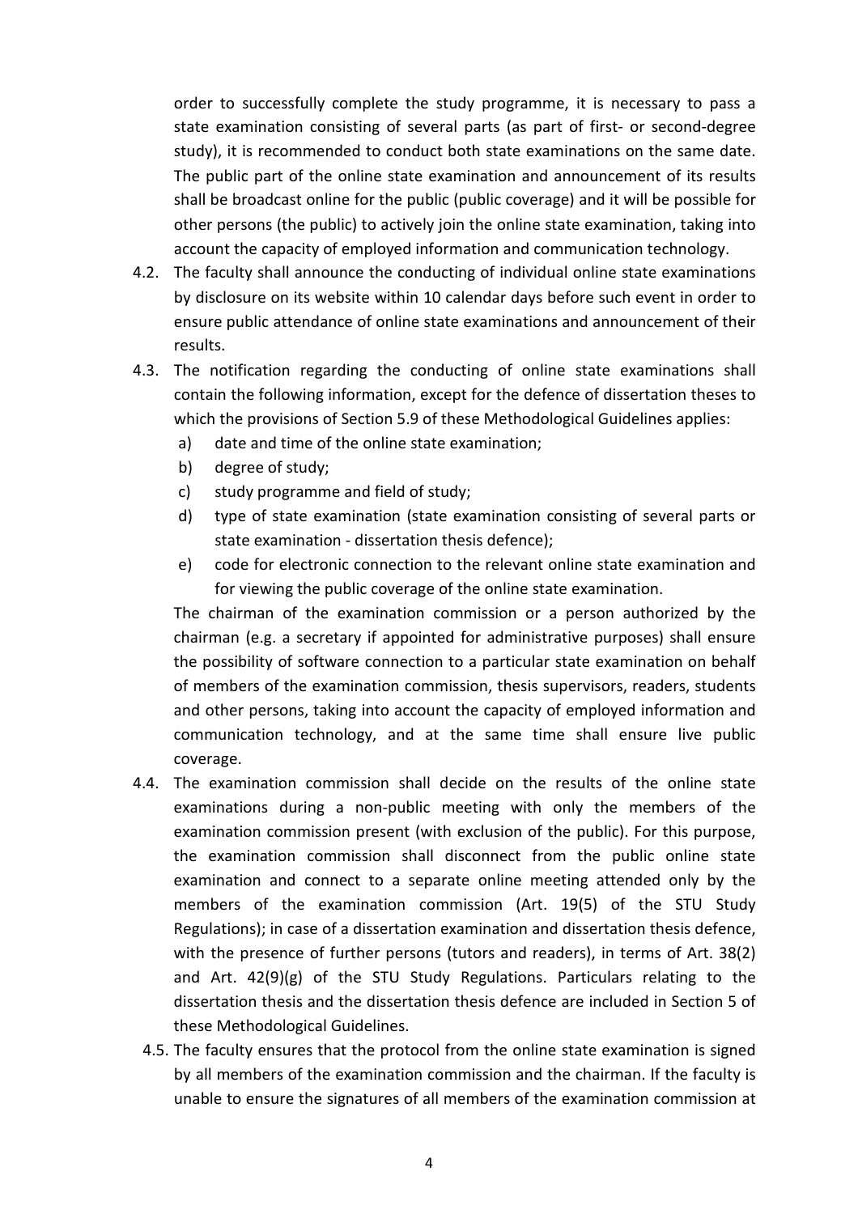order to successfully complete the study programme, it is necessary to pass a state examination consisting of several parts (as part of first- or second-degree study), it is recommended to conduct both state examinations on the same date. The public part of the online state examination and announcement of its results shall be broadcast online for the public (public coverage) and it will be possible for other persons (the public) to actively join the online state examination, taking into account the capacity of employed information and communication technology.

4.2. The faculty shall announce the conducting of individual online state examinations by disclosure on its website within 10 calendar days before such event in order to ensure public attendance of online state examinations and announcement of their results.

4.3. The notification regarding the conducting of online state examinations shall contain the following information, except for the defence of dissertation theses to which the provisions of Section 5.9 of these Methodological Guidelines applies:

   a) date and time of the online state examination;
   b) degree of study;
   c) study programme and field of study;
   d) type of state examination (state examination consisting of several parts or state examination - dissertation thesis defence);
   e) code for electronic connection to the relevant online state examination and for viewing the public coverage of the online state examination.

   The chairman of the examination commission or a person authorized by the chairman (e.g. a secretary if appointed for administrative purposes) shall ensure the possibility of software connection to a particular state examination on behalf of members of the examination commission, thesis supervisors, readers, students and other persons, taking into account the capacity of employed information and communication technology, and at the same time shall ensure live public coverage.

4.4. The examination commission shall decide on the results of the online state examinations during a non-public meeting with only the members of the examination commission present (with exclusion of the public). For this purpose, the examination commission shall disconnect from the public online state examination and connect to a separate online meeting attended only by the members of the examination commission (Art. 19(5) of the STU Study Regulations); in case of a dissertation examination and dissertation thesis defence, with the presence of further persons (tutors and readers), in terms of Art. 38(2) and Art. 42(9)(g) of the STU Study Regulations. Particulars relating to the dissertation thesis and the dissertation thesis defence are included in Section 5 of these Methodological Guidelines.

4.5. The faculty ensures that the protocol from the online state examination is signed by all members of the examination commission and the chairman. If the faculty is unable to ensure the signatures of all members of the examination commission at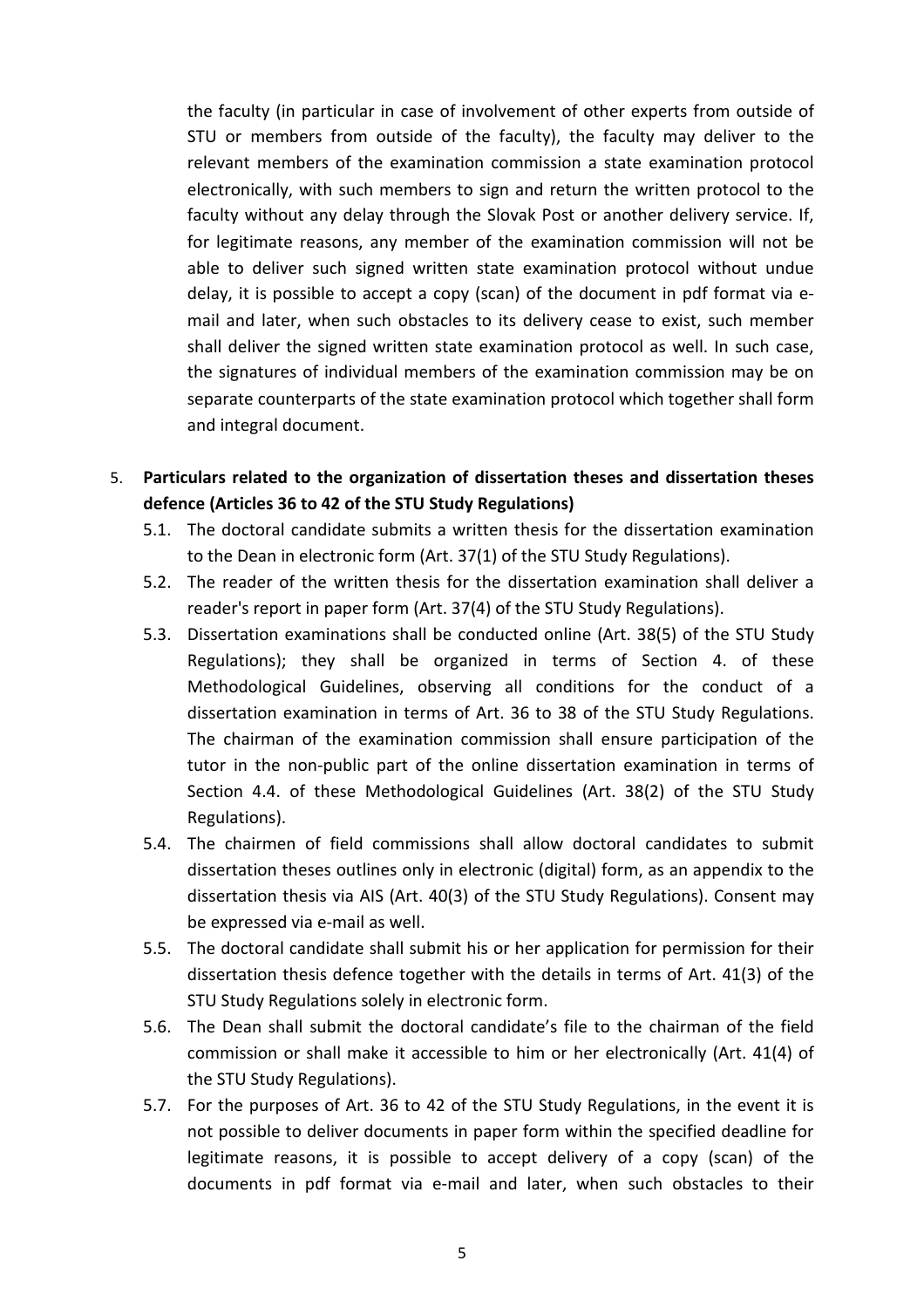the faculty (in particular in case of involvement of other experts from outside of STU or members from outside of the faculty), the faculty may deliver to the relevant members of the examination commission a state examination protocol electronically, with such members to sign and return the written protocol to the faculty without any delay through the Slovak Post or another delivery service. If, for legitimate reasons, any member of the examination commission will not be able to deliver such signed written state examination protocol without undue delay, it is possible to accept a copy (scan) of the document in pdf format via e-mail and later, when such obstacles to its delivery cease to exist, such member shall deliver the signed written state examination protocol as well. In such case, the signatures of individual members of the examination commission may be on separate counterparts of the state examination protocol which together shall form and integral document.

5. **Particulars related to the organization of dissertation theses and dissertation theses defence (Articles 36 to 42 of the STU Study Regulations)**
   - 5.1. The doctoral candidate submits a written thesis for the dissertation examination to the Dean in electronic form (Art. 37(1) of the STU Study Regulations).
   - 5.2. The reader of the written thesis for the dissertation examination shall deliver a reader's report in paper form (Art. 37(4) of the STU Study Regulations).
   - 5.3. Dissertation examinations shall be conducted online (Art. 38(5) of the STU Study Regulations); they shall be organized in terms of Section 4. of these Methodological Guidelines, observing all conditions for the conduct of a dissertation examination in terms of Art. 36 to 38 of the STU Study Regulations. The chairman of the examination commission shall ensure participation of the tutor in the non-public part of the online dissertation examination in terms of Section 4.4. of these Methodological Guidelines (Art. 38(2) of the STU Study Regulations).
   - 5.4. The chairmen of field commissions shall allow doctoral candidates to submit dissertation theses outlines only in electronic (digital) form, as an appendix to the dissertation thesis via AIS (Art. 40(3) of the STU Study Regulations). Consent may be expressed via e-mail as well.
   - 5.5. The doctoral candidate shall submit his or her application for permission for their dissertation thesis defence together with the details in terms of Art. 41(3) of the STU Study Regulations solely in electronic form.
   - 5.6. The Dean shall submit the doctoral candidate's file to the chairman of the field commission or shall make it accessible to him or her electronically (Art. 41(4) of the STU Study Regulations).
   - 5.7. For the purposes of Art. 36 to 42 of the STU Study Regulations, in the event it is not possible to deliver documents in paper form within the specified deadline for legitimate reasons, it is possible to accept delivery of a copy (scan) of the documents in pdf format via e-mail and later, when such obstacles to their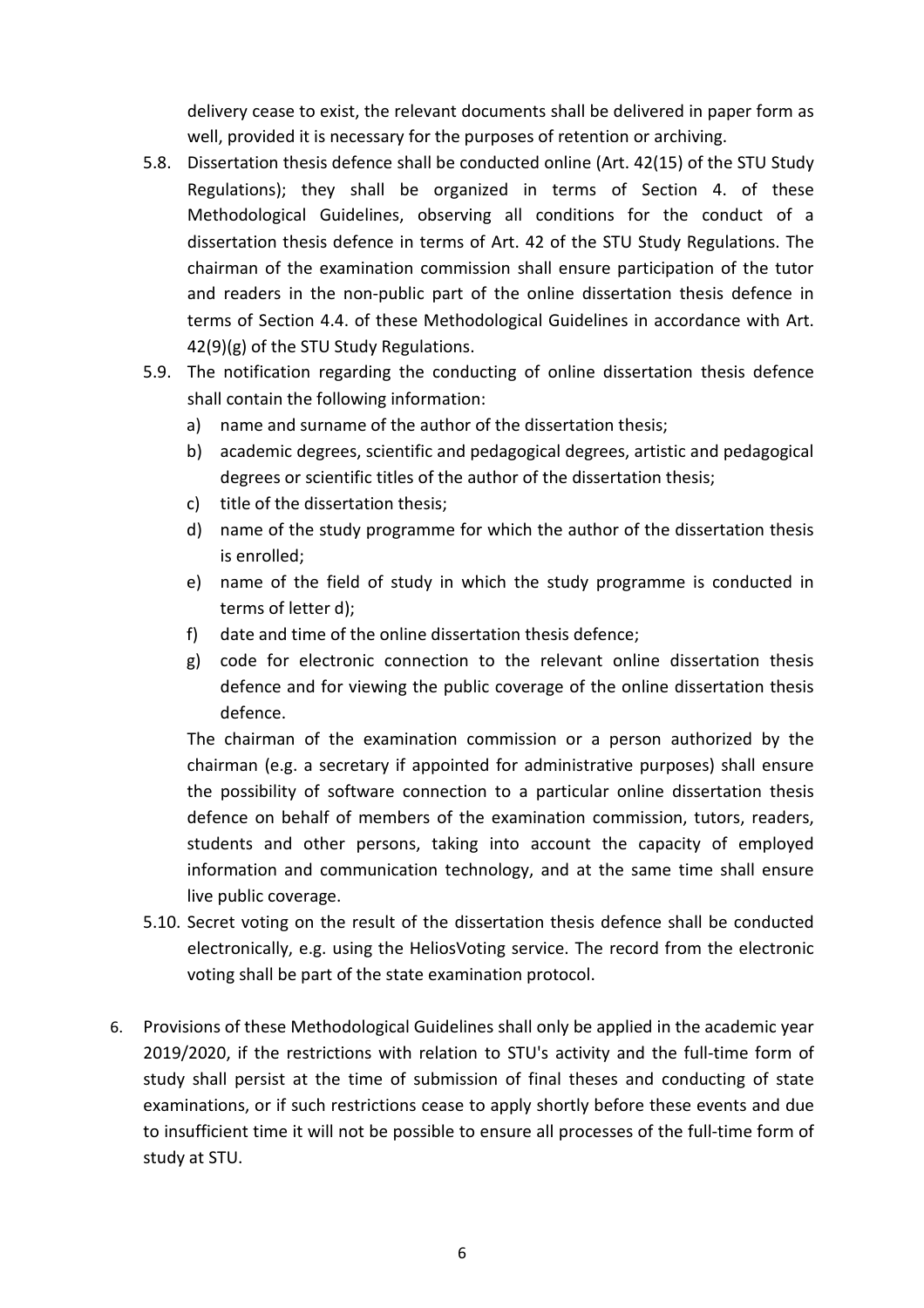delivery cease to exist, the relevant documents shall be delivered in paper form as well, provided it is necessary for the purposes of retention or archiving.

5.8. Dissertation thesis defence shall be conducted online (Art. 42(15) of the STU Study Regulations); they shall be organized in terms of Section 4. of these Methodological Guidelines, observing all conditions for the conduct of a dissertation thesis defence in terms of Art. 42 of the STU Study Regulations. The chairman of the examination commission shall ensure participation of the tutor and readers in the non-public part of the online dissertation thesis defence in terms of Section 4.4. of these Methodological Guidelines in accordance with Art. 42(9)(g) of the STU Study Regulations.

5.9. The notification regarding the conducting of online dissertation thesis defence shall contain the following information:
   a) name and surname of the author of the dissertation thesis;
   b) academic degrees, scientific and pedagogical degrees, artistic and pedagogical degrees or scientific titles of the author of the dissertation thesis;
   c) title of the dissertation thesis;
   d) name of the study programme for which the author of the dissertation thesis is enrolled;
   e) name of the field of study in which the study programme is conducted in terms of letter d);
   f) date and time of the online dissertation thesis defence;
   g) code for electronic connection to the relevant online dissertation thesis defence and for viewing the public coverage of the online dissertation thesis defence.

   The chairman of the examination commission or a person authorized by the chairman (e.g. a secretary if appointed for administrative purposes) shall ensure the possibility of software connection to a particular online dissertation thesis defence on behalf of members of the examination commission, tutors, readers, students and other persons, taking into account the capacity of employed information and communication technology, and at the same time shall ensure live public coverage.

5.10. Secret voting on the result of the dissertation thesis defence shall be conducted electronically, e.g. using the HeliosVoting service. The record from the electronic voting shall be part of the state examination protocol.

6. Provisions of these Methodological Guidelines shall only be applied in the academic year 2019/2020, if the restrictions with relation to STU's activity and the full-time form of study shall persist at the time of submission of final theses and conducting of state examinations, or if such restrictions cease to apply shortly before these events and due to insufficient time it will not be possible to ensure all processes of the full-time form of study at STU.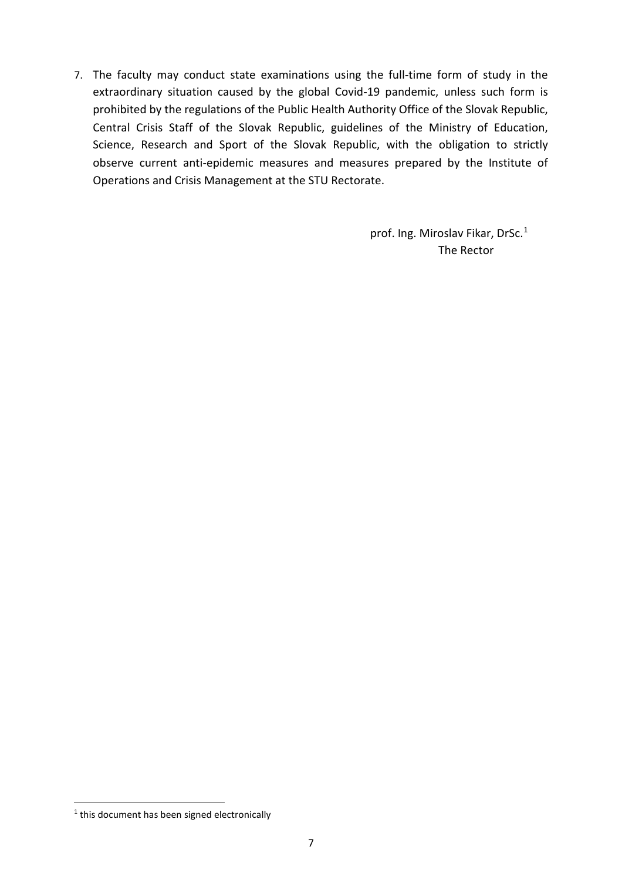7. The faculty may conduct state examinations using the full-time form of study in the extraordinary situation caused by the global Covid-19 pandemic, unless such form is prohibited by the regulations of the Public Health Authority Office of the Slovak Republic, Central Crisis Staff of the Slovak Republic, guidelines of the Ministry of Education, Science, Research and Sport of the Slovak Republic, with the obligation to strictly observe current anti-epidemic measures and measures prepared by the Institute of Operations and Crisis Management at the STU Rectorate.

prof. Ing. Miroslav Fikar, DrSc.[1]
The Rector

[1] this document has been signed electronically